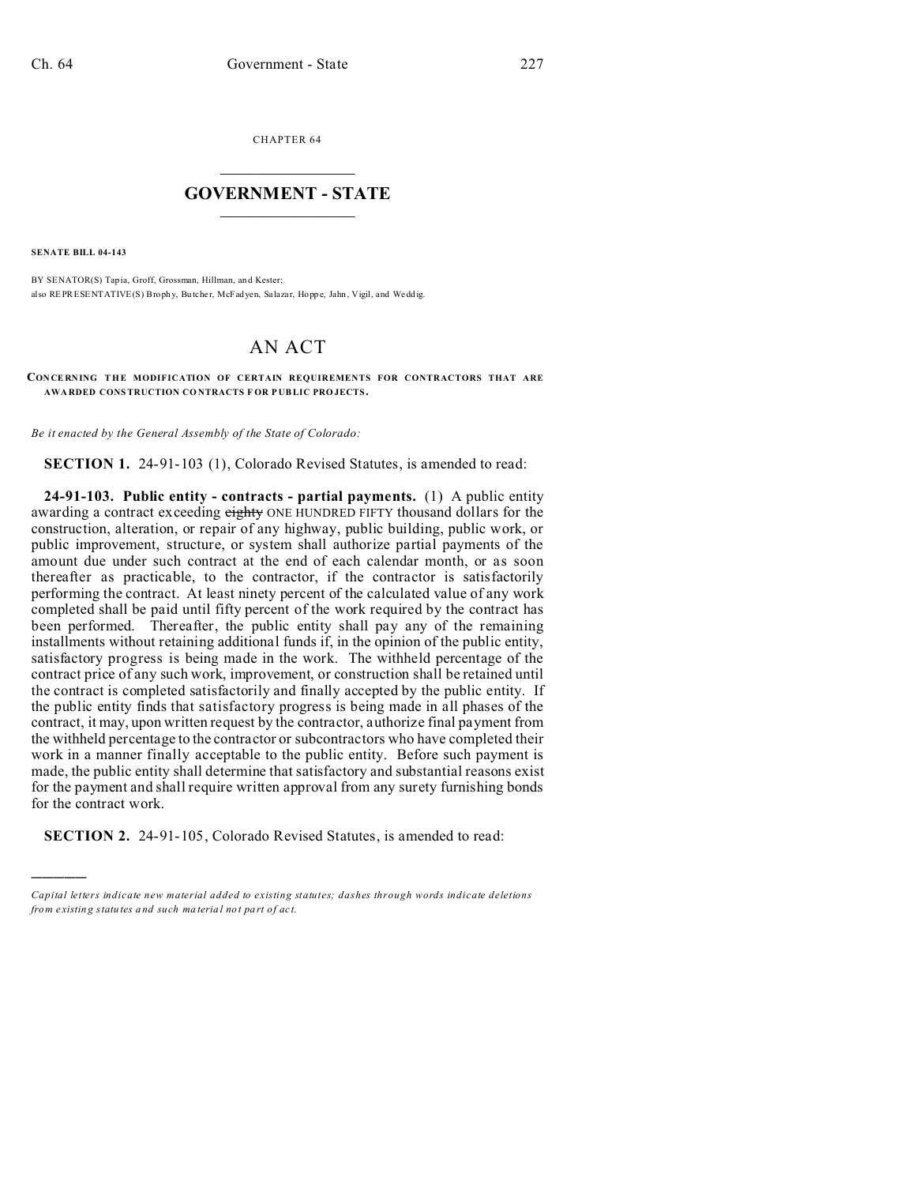CHAPTER 64

# GOVERNMENT - STATE

**SENATE BILL 04-143**

BY SENATOR(S) Tapia, Groff, Grossman, Hillman, and Kester;
also REPRESENTATIVE(S) Brophy, Butcher, McFadyen, Salazar, Hoppe, Jahn, Vigil, and Weddig.

# AN ACT

**CONCERNING THE MODIFICATION OF CERTAIN REQUIREMENTS FOR CONTRACTORS THAT ARE AWARDED CONSTRUCTION CONTRACTS FOR PUBLIC PROJECTS.**

*Be it enacted by the General Assembly of the State of Colorado:*

**SECTION 1.** 24-91-103 (1), Colorado Revised Statutes, is amended to read:

**24-91-103. Public entity - contracts - partial payments.** (1) A public entity awarding a contract exceeding ~~eighty~~ ONE HUNDRED FIFTY thousand dollars for the construction, alteration, or repair of any highway, public building, public work, or public improvement, structure, or system shall authorize partial payments of the amount due under such contract at the end of each calendar month, or as soon thereafter as practicable, to the contractor, if the contractor is satisfactorily performing the contract. At least ninety percent of the calculated value of any work completed shall be paid until fifty percent of the work required by the contract has been performed. Thereafter, the public entity shall pay any of the remaining installments without retaining additional funds if, in the opinion of the public entity, satisfactory progress is being made in the work. The withheld percentage of the contract price of any such work, improvement, or construction shall be retained until the contract is completed satisfactorily and finally accepted by the public entity. If the public entity finds that satisfactory progress is being made in all phases of the contract, it may, upon written request by the contractor, authorize final payment from the withheld percentage to the contractor or subcontractors who have completed their work in a manner finally acceptable to the public entity. Before such payment is made, the public entity shall determine that satisfactory and substantial reasons exist for the payment and shall require written approval from any surety furnishing bonds for the contract work.

**SECTION 2.** 24-91-105, Colorado Revised Statutes, is amended to read:

*Capital letters indicate new material added to existing statutes; dashes through words indicate deletions from existing statutes and such material not part of act.*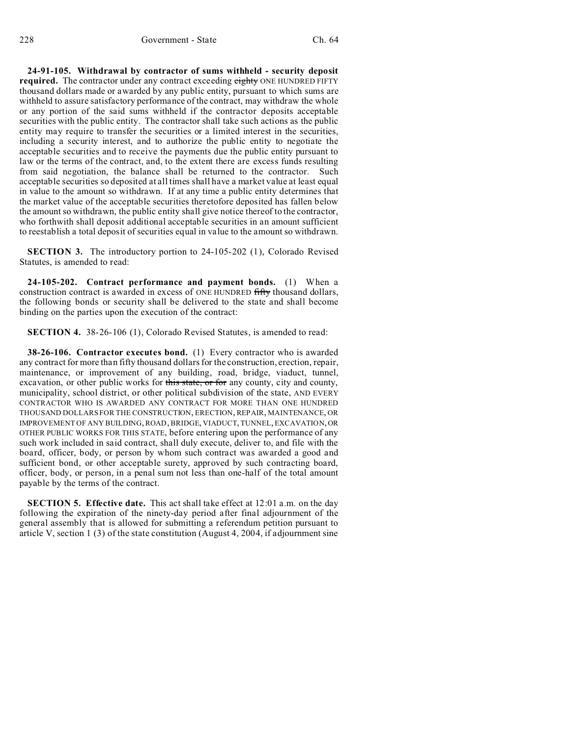**24-91-105. Withdrawal by contractor of sums withheld - security deposit required.** The contractor under any contract exceeding ~~eighty~~ ONE HUNDRED FIFTY thousand dollars made or awarded by any public entity, pursuant to which sums are withheld to assure satisfactory performance of the contract, may withdraw the whole or any portion of the said sums withheld if the contractor deposits acceptable securities with the public entity. The contractor shall take such actions as the public entity may require to transfer the securities or a limited interest in the securities, including a security interest, and to authorize the public entity to negotiate the acceptable securities and to receive the payments due the public entity pursuant to law or the terms of the contract, and, to the extent there are excess funds resulting from said negotiation, the balance shall be returned to the contractor. Such acceptable securities so deposited at all times shall have a market value at least equal in value to the amount so withdrawn. If at any time a public entity determines that the market value of the acceptable securities theretofore deposited has fallen below the amount so withdrawn, the public entity shall give notice thereof to the contractor, who forthwith shall deposit additional acceptable securities in an amount sufficient to reestablish a total deposit of securities equal in value to the amount so withdrawn.

**SECTION 3.** The introductory portion to 24-105-202 (1), Colorado Revised Statutes, is amended to read:

**24-105-202. Contract performance and payment bonds.** (1) When a construction contract is awarded in excess of ONE HUNDRED ~~fifty~~ thousand dollars, the following bonds or security shall be delivered to the state and shall become binding on the parties upon the execution of the contract:

**SECTION 4.** 38-26-106 (1), Colorado Revised Statutes, is amended to read:

**38-26-106. Contractor executes bond.** (1) Every contractor who is awarded any contract for more than fifty thousand dollars for the construction, erection, repair, maintenance, or improvement of any building, road, bridge, viaduct, tunnel, excavation, or other public works for ~~this state, or for~~ any county, city and county, municipality, school district, or other political subdivision of the state, AND EVERY CONTRACTOR WHO IS AWARDED ANY CONTRACT FOR MORE THAN ONE HUNDRED THOUSAND DOLLARS FOR THE CONSTRUCTION, ERECTION, REPAIR, MAINTENANCE, OR IMPROVEMENT OF ANY BUILDING, ROAD, BRIDGE, VIADUCT, TUNNEL, EXCAVATION, OR OTHER PUBLIC WORKS FOR THIS STATE, before entering upon the performance of any such work included in said contract, shall duly execute, deliver to, and file with the board, officer, body, or person by whom such contract was awarded a good and sufficient bond, or other acceptable surety, approved by such contracting board, officer, body, or person, in a penal sum not less than one-half of the total amount payable by the terms of the contract.

**SECTION 5. Effective date.** This act shall take effect at 12:01 a.m. on the day following the expiration of the ninety-day period after final adjournment of the general assembly that is allowed for submitting a referendum petition pursuant to article V, section 1 (3) of the state constitution (August 4, 2004, if adjournment sine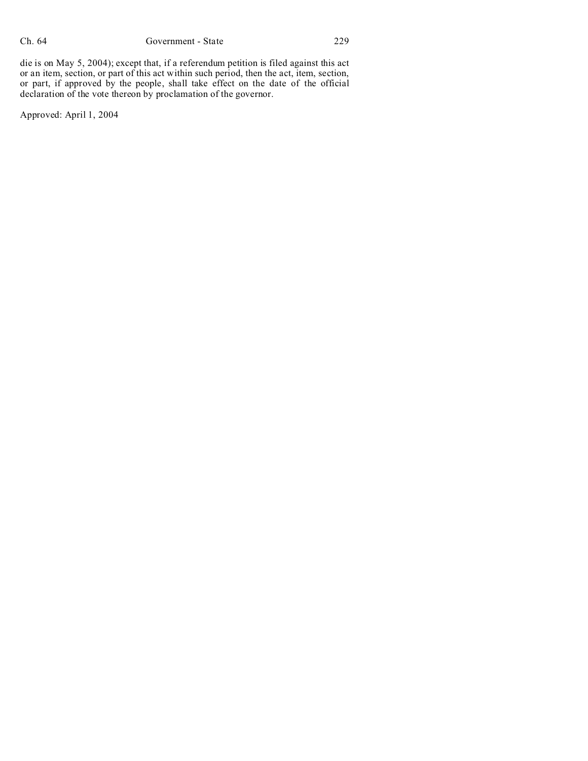die is on May 5, 2004); except that, if a referendum petition is filed against this act or an item, section, or part of this act within such period, then the act, item, section, or part, if approved by the people, shall take effect on the date of the official declaration of the vote thereon by proclamation of the governor.

Approved: April 1, 2004